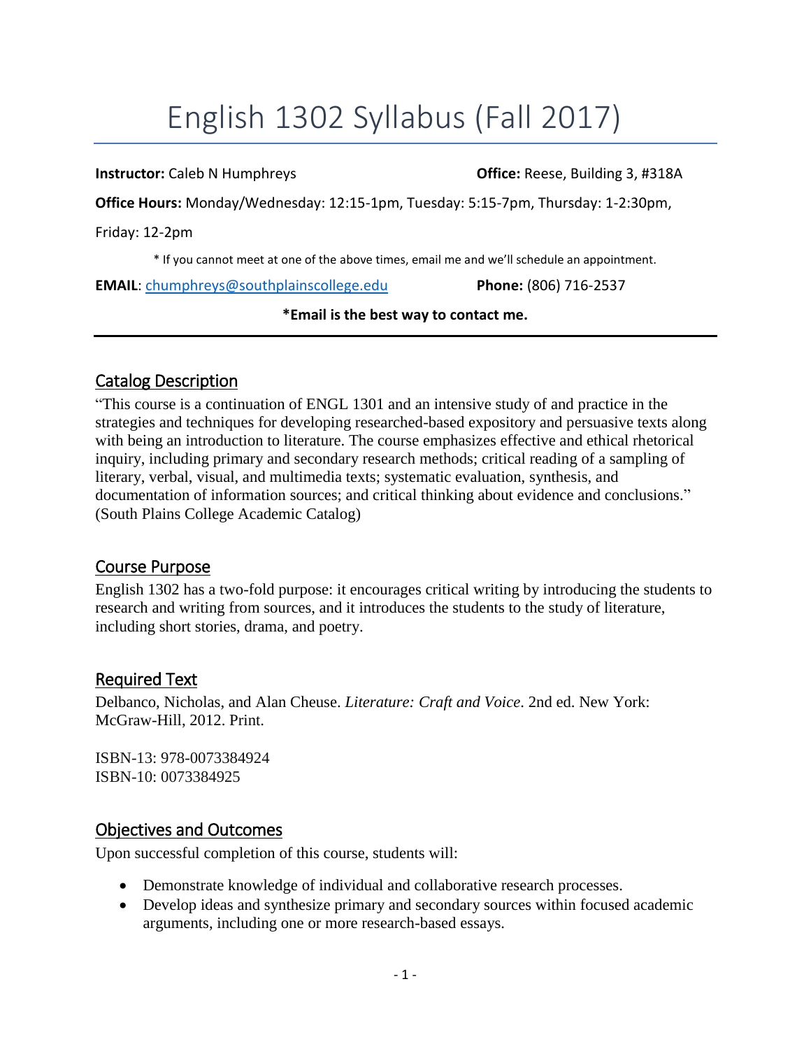# English 1302 Syllabus (Fall 2017)

**Instructor:** Caleb N Humphreys **Office:** Reese, Building 3, #318A

**Office Hours:** Monday/Wednesday: 12:15-1pm, Tuesday: 5:15-7pm, Thursday: 1-2:30pm, Friday: 12-2pm

\* If you cannot meet at one of the above times, email me and we'll schedule an appointment.

**EMAIL**: chumphreys@southplainscollege.edu **Phone:** (806) 716-2537

**\*Email is the best way to contact me.**

## Catalog Description

"This course is a continuation of ENGL 1301 and an intensive study of and practice in the strategies and techniques for developing researched-based expository and persuasive texts along with being an introduction to literature. The course emphasizes effective and ethical rhetorical inquiry, including primary and secondary research methods; critical reading of a sampling of literary, verbal, visual, and multimedia texts; systematic evaluation, synthesis, and documentation of information sources; and critical thinking about evidence and conclusions." (South Plains College Academic Catalog)

## Course Purpose

English 1302 has a two-fold purpose: it encourages critical writing by introducing the students to research and writing from sources, and it introduces the students to the study of literature, including short stories, drama, and poetry.

## Required Text

Delbanco, Nicholas, and Alan Cheuse. *Literature: Craft and Voice*. 2nd ed. New York: McGraw-Hill, 2012. Print.

ISBN-13: 978-0073384924
ISBN-10: 0073384925

## Objectives and Outcomes

Upon successful completion of this course, students will:

- Demonstrate knowledge of individual and collaborative research processes.
- Develop ideas and synthesize primary and secondary sources within focused academic arguments, including one or more research-based essays.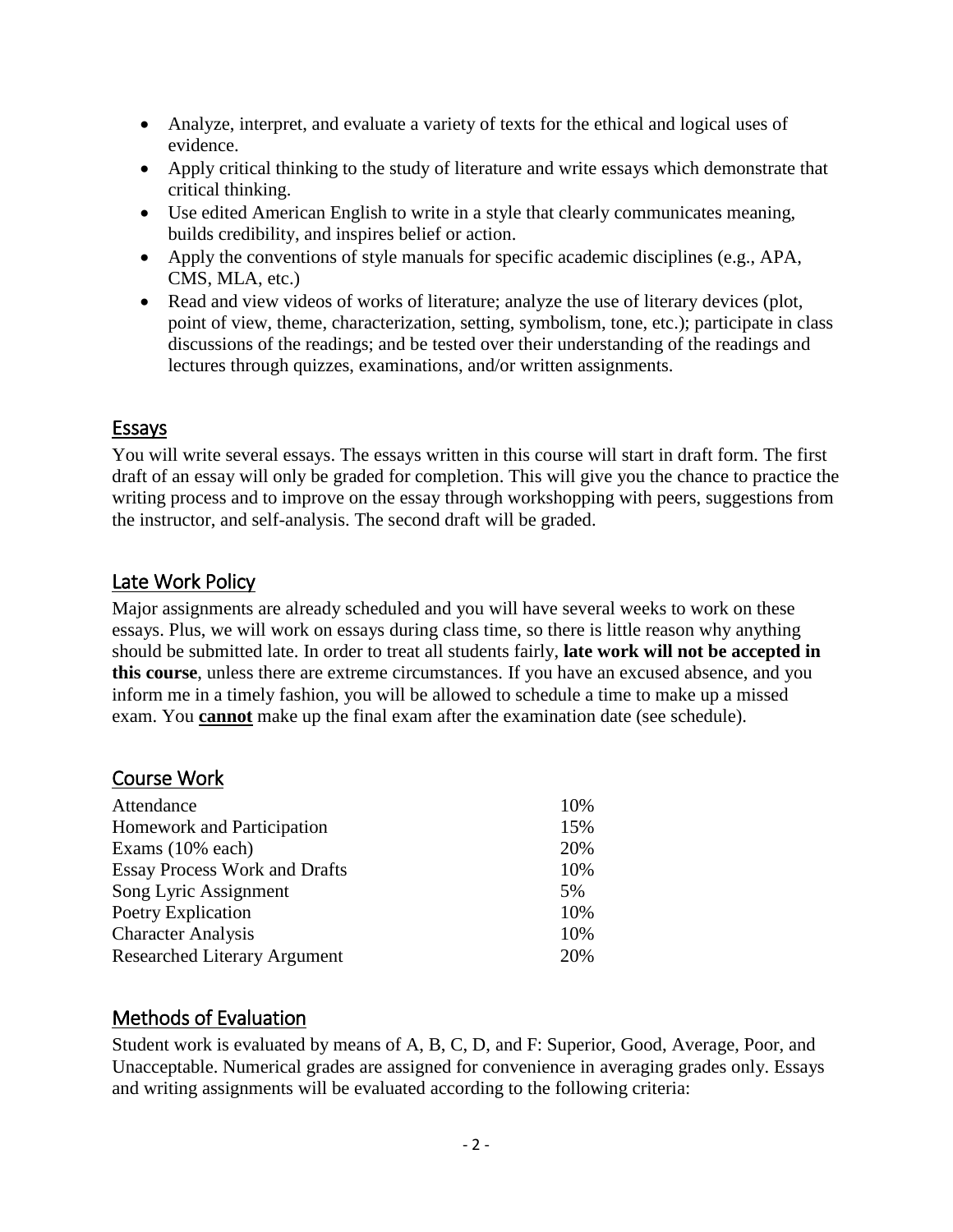- Analyze, interpret, and evaluate a variety of texts for the ethical and logical uses of evidence.
- Apply critical thinking to the study of literature and write essays which demonstrate that critical thinking.
- Use edited American English to write in a style that clearly communicates meaning, builds credibility, and inspires belief or action.
- Apply the conventions of style manuals for specific academic disciplines (e.g., APA, CMS, MLA, etc.)
- Read and view videos of works of literature; analyze the use of literary devices (plot, point of view, theme, characterization, setting, symbolism, tone, etc.); participate in class discussions of the readings; and be tested over their understanding of the readings and lectures through quizzes, examinations, and/or written assignments.

## Essays

You will write several essays. The essays written in this course will start in draft form. The first draft of an essay will only be graded for completion. This will give you the chance to practice the writing process and to improve on the essay through workshopping with peers, suggestions from the instructor, and self-analysis. The second draft will be graded.

## Late Work Policy

Major assignments are already scheduled and you will have several weeks to work on these essays. Plus, we will work on essays during class time, so there is little reason why anything should be submitted late. In order to treat all students fairly, **late work will not be accepted in this course**, unless there are extreme circumstances. If you have an excused absence, and you inform me in a timely fashion, you will be allowed to schedule a time to make up a missed exam. You **cannot** make up the final exam after the examination date (see schedule).

## Course Work

| Component | Weight |
| --- | --- |
| Attendance | 10% |
| Homework and Participation | 15% |
| Exams (10% each) | 20% |
| Essay Process Work and Drafts | 10% |
| Song Lyric Assignment | 5% |
| Poetry Explication | 10% |
| Character Analysis | 10% |
| Researched Literary Argument | 20% |

## Methods of Evaluation

Student work is evaluated by means of A, B, C, D, and F: Superior, Good, Average, Poor, and Unacceptable. Numerical grades are assigned for convenience in averaging grades only. Essays and writing assignments will be evaluated according to the following criteria: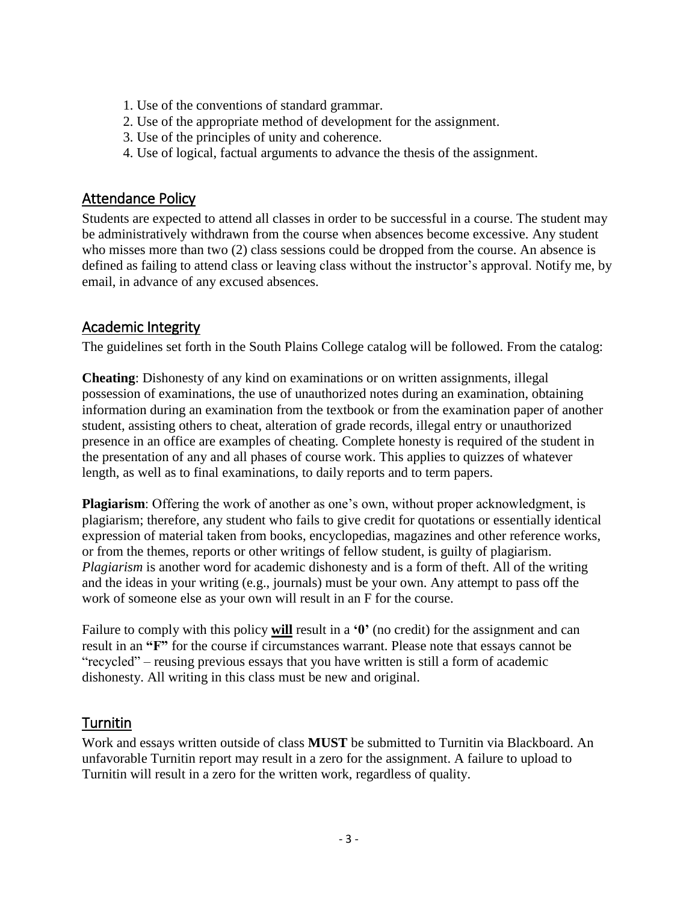1. Use of the conventions of standard grammar.
2. Use of the appropriate method of development for the assignment.
3. Use of the principles of unity and coherence.
4. Use of logical, factual arguments to advance the thesis of the assignment.

## Attendance Policy

Students are expected to attend all classes in order to be successful in a course. The student may be administratively withdrawn from the course when absences become excessive. Any student who misses more than two (2) class sessions could be dropped from the course. An absence is defined as failing to attend class or leaving class without the instructor's approval. Notify me, by email, in advance of any excused absences.

## Academic Integrity

The guidelines set forth in the South Plains College catalog will be followed. From the catalog:

**Cheating**: Dishonesty of any kind on examinations or on written assignments, illegal possession of examinations, the use of unauthorized notes during an examination, obtaining information during an examination from the textbook or from the examination paper of another student, assisting others to cheat, alteration of grade records, illegal entry or unauthorized presence in an office are examples of cheating. Complete honesty is required of the student in the presentation of any and all phases of course work. This applies to quizzes of whatever length, as well as to final examinations, to daily reports and to term papers.

**Plagiarism**: Offering the work of another as one's own, without proper acknowledgment, is plagiarism; therefore, any student who fails to give credit for quotations or essentially identical expression of material taken from books, encyclopedias, magazines and other reference works, or from the themes, reports or other writings of fellow student, is guilty of plagiarism. *Plagiarism* is another word for academic dishonesty and is a form of theft. All of the writing and the ideas in your writing (e.g., journals) must be your own. Any attempt to pass off the work of someone else as your own will result in an F for the course.

Failure to comply with this policy **will** result in a **'0'** (no credit) for the assignment and can result in an **"F"** for the course if circumstances warrant. Please note that essays cannot be "recycled" – reusing previous essays that you have written is still a form of academic dishonesty. All writing in this class must be new and original.

## Turnitin

Work and essays written outside of class **MUST** be submitted to Turnitin via Blackboard. An unfavorable Turnitin report may result in a zero for the assignment. A failure to upload to Turnitin will result in a zero for the written work, regardless of quality.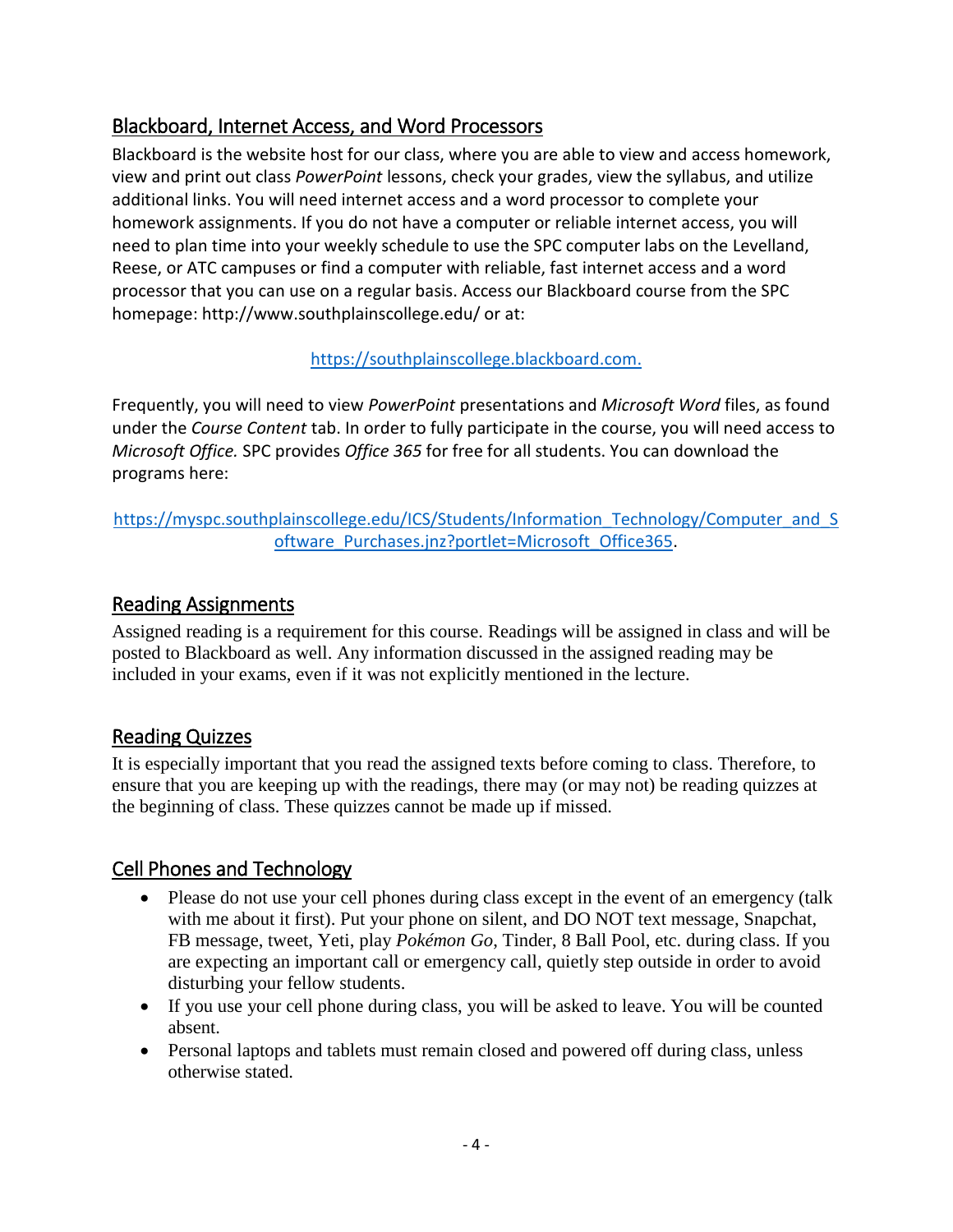## Blackboard, Internet Access, and Word Processors

Blackboard is the website host for our class, where you are able to view and access homework, view and print out class *PowerPoint* lessons, check your grades, view the syllabus, and utilize additional links. You will need internet access and a word processor to complete your homework assignments. If you do not have a computer or reliable internet access, you will need to plan time into your weekly schedule to use the SPC computer labs on the Levelland, Reese, or ATC campuses or find a computer with reliable, fast internet access and a word processor that you can use on a regular basis. Access our Blackboard course from the SPC homepage: http://www.southplainscollege.edu/ or at:

https://southplainscollege.blackboard.com.

Frequently, you will need to view *PowerPoint* presentations and *Microsoft Word* files, as found under the *Course Content* tab. In order to fully participate in the course, you will need access to *Microsoft Office.* SPC provides *Office 365* for free for all students. You can download the programs here:

https://myspc.southplainscollege.edu/ICS/Students/Information_Technology/Computer_and_Software_Purchases.jnz?portlet=Microsoft_Office365.

## Reading Assignments

Assigned reading is a requirement for this course. Readings will be assigned in class and will be posted to Blackboard as well. Any information discussed in the assigned reading may be included in your exams, even if it was not explicitly mentioned in the lecture.

## Reading Quizzes

It is especially important that you read the assigned texts before coming to class. Therefore, to ensure that you are keeping up with the readings, there may (or may not) be reading quizzes at the beginning of class. These quizzes cannot be made up if missed.

## Cell Phones and Technology

- Please do not use your cell phones during class except in the event of an emergency (talk with me about it first). Put your phone on silent, and DO NOT text message, Snapchat, FB message, tweet, Yeti, play *Pokémon Go*, Tinder, 8 Ball Pool, etc. during class. If you are expecting an important call or emergency call, quietly step outside in order to avoid disturbing your fellow students.
- If you use your cell phone during class, you will be asked to leave. You will be counted absent.
- Personal laptops and tablets must remain closed and powered off during class, unless otherwise stated.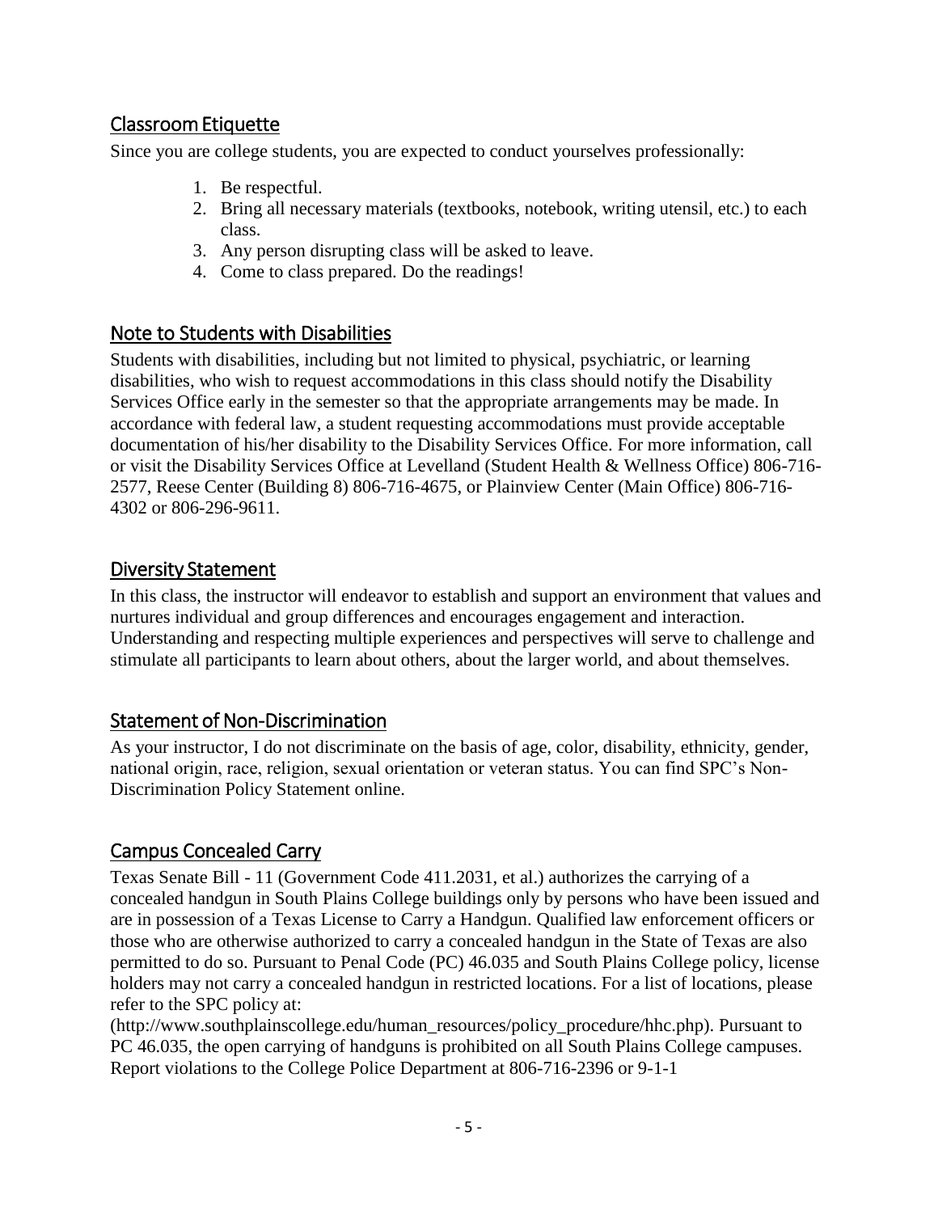## Classroom Etiquette

Since you are college students, you are expected to conduct yourselves professionally:

1. Be respectful.
2. Bring all necessary materials (textbooks, notebook, writing utensil, etc.) to each class.
3. Any person disrupting class will be asked to leave.
4. Come to class prepared. Do the readings!

## Note to Students with Disabilities

Students with disabilities, including but not limited to physical, psychiatric, or learning disabilities, who wish to request accommodations in this class should notify the Disability Services Office early in the semester so that the appropriate arrangements may be made. In accordance with federal law, a student requesting accommodations must provide acceptable documentation of his/her disability to the Disability Services Office. For more information, call or visit the Disability Services Office at Levelland (Student Health & Wellness Office) 806-716-2577, Reese Center (Building 8) 806-716-4675, or Plainview Center (Main Office) 806-716-4302 or 806-296-9611.

## Diversity Statement

In this class, the instructor will endeavor to establish and support an environment that values and nurtures individual and group differences and encourages engagement and interaction. Understanding and respecting multiple experiences and perspectives will serve to challenge and stimulate all participants to learn about others, about the larger world, and about themselves.

## Statement of Non-Discrimination

As your instructor, I do not discriminate on the basis of age, color, disability, ethnicity, gender, national origin, race, religion, sexual orientation or veteran status. You can find SPC's Non-Discrimination Policy Statement online.

## Campus Concealed Carry

Texas Senate Bill - 11 (Government Code 411.2031, et al.) authorizes the carrying of a concealed handgun in South Plains College buildings only by persons who have been issued and are in possession of a Texas License to Carry a Handgun. Qualified law enforcement officers or those who are otherwise authorized to carry a concealed handgun in the State of Texas are also permitted to do so. Pursuant to Penal Code (PC) 46.035 and South Plains College policy, license holders may not carry a concealed handgun in restricted locations. For a list of locations, please refer to the SPC policy at:
(http://www.southplainscollege.edu/human_resources/policy_procedure/hhc.php). Pursuant to PC 46.035, the open carrying of handguns is prohibited on all South Plains College campuses. Report violations to the College Police Department at 806-716-2396 or 9-1-1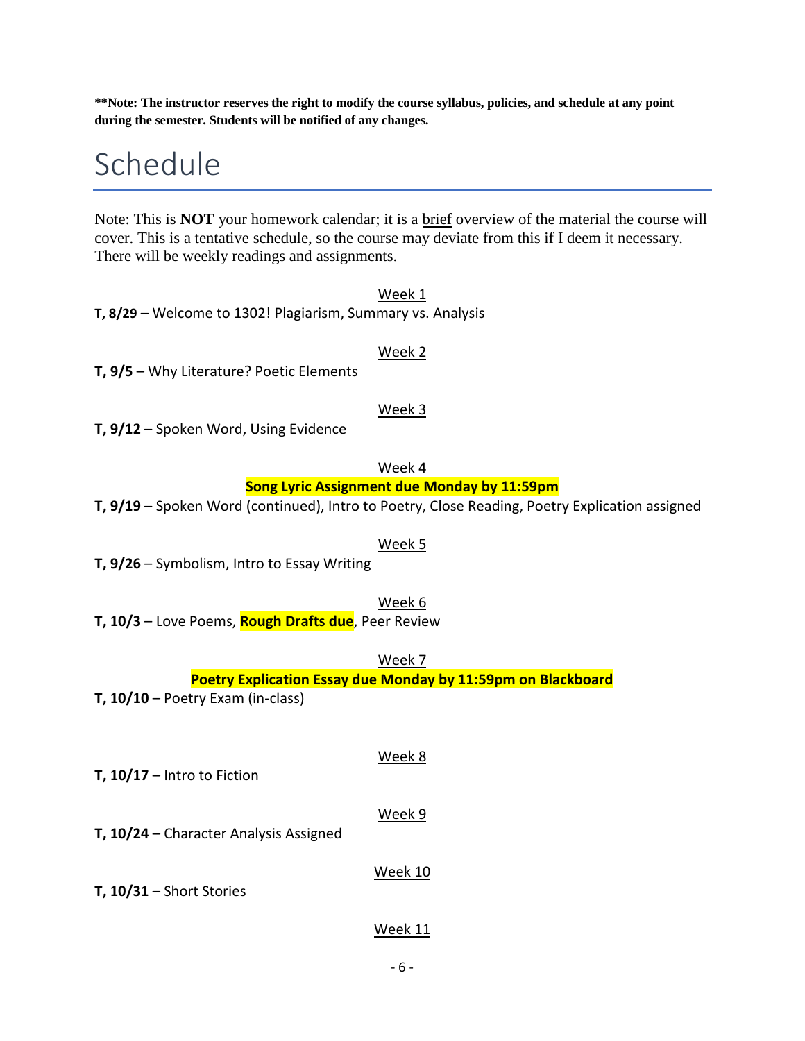**\*\*Note: The instructor reserves the right to modify the course syllabus, policies, and schedule at any point during the semester. Students will be notified of any changes.**

# Schedule

Note: This is **NOT** your homework calendar; it is a brief overview of the material the course will cover. This is a tentative schedule, so the course may deviate from this if I deem it necessary. There will be weekly readings and assignments.

Week 1

**T, 8/29** – Welcome to 1302! Plagiarism, Summary vs. Analysis

Week 2

**T, 9/5** – Why Literature? Poetic Elements

Week 3

**T, 9/12** – Spoken Word, Using Evidence

Week 4

**Song Lyric Assignment due Monday by 11:59pm**

**T, 9/19** – Spoken Word (continued), Intro to Poetry, Close Reading, Poetry Explication assigned

Week 5

**T, 9/26** – Symbolism, Intro to Essay Writing

Week 6

**T, 10/3** – Love Poems, **Rough Drafts due**, Peer Review

Week 7

**Poetry Explication Essay due Monday by 11:59pm on Blackboard**

**T, 10/10** – Poetry Exam (in-class)

Week 8

**T, 10/17** – Intro to Fiction

Week 9

**T, 10/24** – Character Analysis Assigned

Week 10

**T, 10/31** – Short Stories

Week 11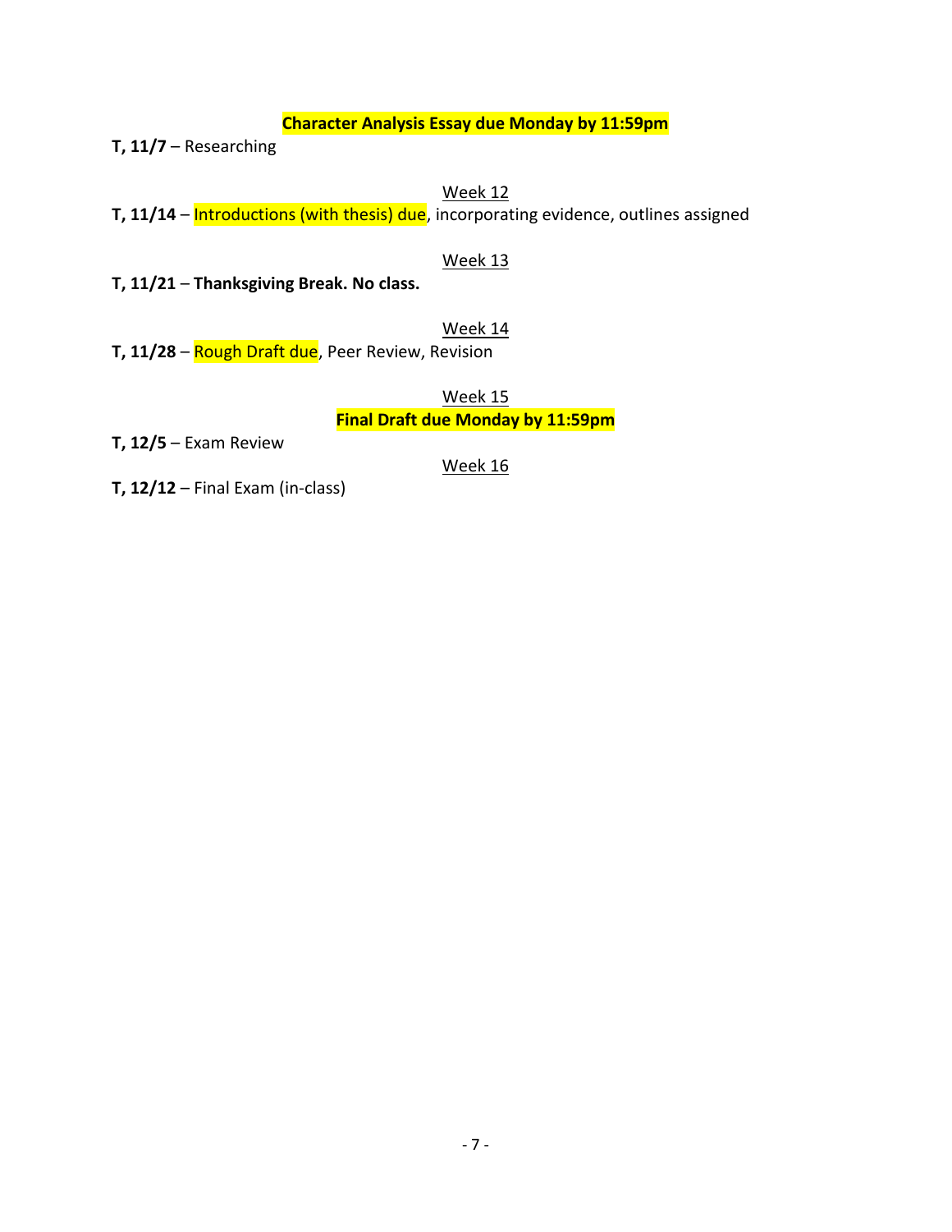**Character Analysis Essay due Monday by 11:59pm**

**T, 11/7** – Researching

Week 12

**T, 11/14** – Introductions (with thesis) due, incorporating evidence, outlines assigned

Week 13

**T, 11/21** – **Thanksgiving Break. No class.**

Week 14

**T, 11/28** – Rough Draft due, Peer Review, Revision

Week 15

**Final Draft due Monday by 11:59pm**

**T, 12/5** – Exam Review

Week 16

**T, 12/12** – Final Exam (in-class)